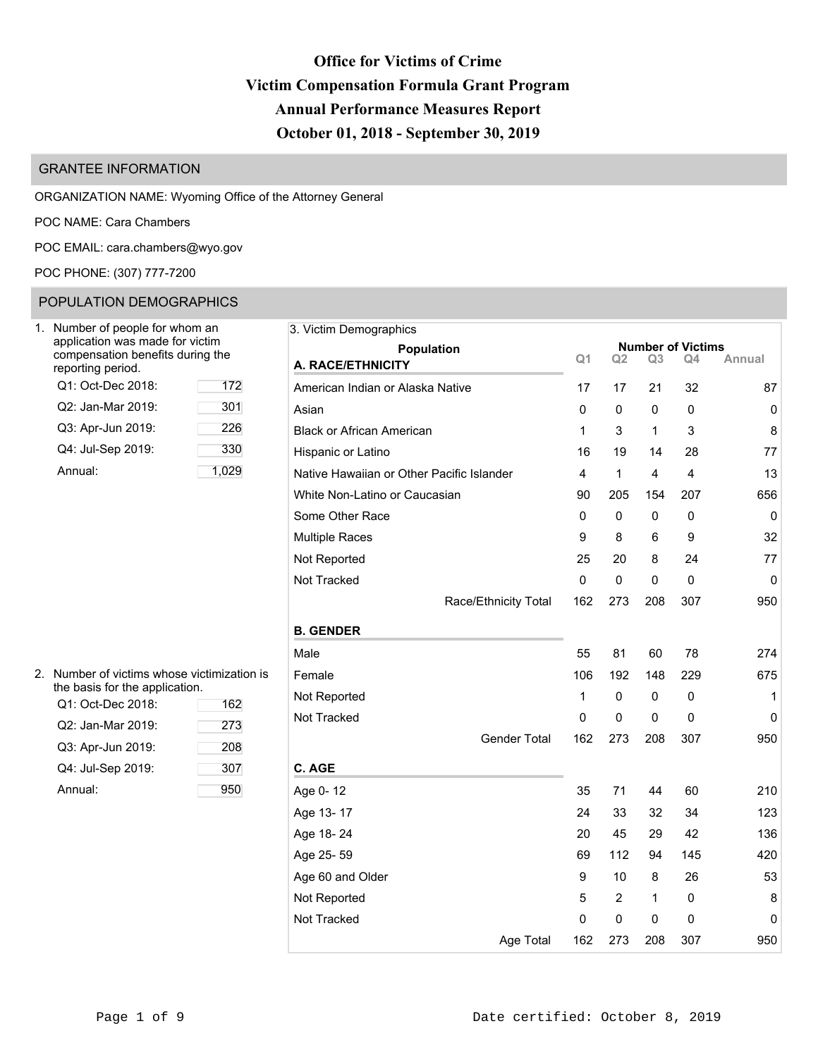# Office for Victims of Crime
# Victim Compensation Formula Grant Program
# Annual Performance Measures Report
# October 01, 2018 - September 30, 2019

## GRANTEE INFORMATION

ORGANIZATION NAME: Wyoming Office of the Attorney General

POC NAME: Cara Chambers

POC EMAIL: cara.chambers@wyo.gov

POC PHONE: (307) 777-7200

## POPULATION DEMOGRAPHICS

1. Number of people for whom an application was made for victim compensation benefits during the reporting period.

| | |
|---|---|
| Q1: Oct-Dec 2018: | 172 |
| Q2: Jan-Mar 2019: | 301 |
| Q3: Apr-Jun 2019: | 226 |
| Q4: Jul-Sep 2019: | 330 |
| Annual: | 1,029 |

2. Number of victims whose victimization is the basis for the application.

| | |
|---|---|
| Q1: Oct-Dec 2018: | 162 |
| Q2: Jan-Mar 2019: | 273 |
| Q3: Apr-Jun 2019: | 208 |
| Q4: Jul-Sep 2019: | 307 |
| Annual: | 950 |

3. Victim Demographics

| Population | Number of Victims | | | | |
|---|---|---|---|---|---|
| | Q1 | Q2 | Q3 | Q4 | Annual |
| **A. RACE/ETHNICITY** | | | | | |
| American Indian or Alaska Native | 17 | 17 | 21 | 32 | 87 |
| Asian | 0 | 0 | 0 | 0 | 0 |
| Black or African American | 1 | 3 | 1 | 3 | 8 |
| Hispanic or Latino | 16 | 19 | 14 | 28 | 77 |
| Native Hawaiian or Other Pacific Islander | 4 | 1 | 4 | 4 | 13 |
| White Non-Latino or Caucasian | 90 | 205 | 154 | 207 | 656 |
| Some Other Race | 0 | 0 | 0 | 0 | 0 |
| Multiple Races | 9 | 8 | 6 | 9 | 32 |
| Not Reported | 25 | 20 | 8 | 24 | 77 |
| Not Tracked | 0 | 0 | 0 | 0 | 0 |
| Race/Ethnicity Total | 162 | 273 | 208 | 307 | 950 |
| **B. GENDER** | | | | | |
| Male | 55 | 81 | 60 | 78 | 274 |
| Female | 106 | 192 | 148 | 229 | 675 |
| Not Reported | 1 | 0 | 0 | 0 | 1 |
| Not Tracked | 0 | 0 | 0 | 0 | 0 |
| Gender Total | 162 | 273 | 208 | 307 | 950 |
| **C. AGE** | | | | | |
| Age 0- 12 | 35 | 71 | 44 | 60 | 210 |
| Age 13- 17 | 24 | 33 | 32 | 34 | 123 |
| Age 18- 24 | 20 | 45 | 29 | 42 | 136 |
| Age 25- 59 | 69 | 112 | 94 | 145 | 420 |
| Age 60 and Older | 9 | 10 | 8 | 26 | 53 |
| Not Reported | 5 | 2 | 1 | 0 | 8 |
| Not Tracked | 0 | 0 | 0 | 0 | 0 |
| Age Total | 162 | 273 | 208 | 307 | 950 |

Date certified: October 8, 2019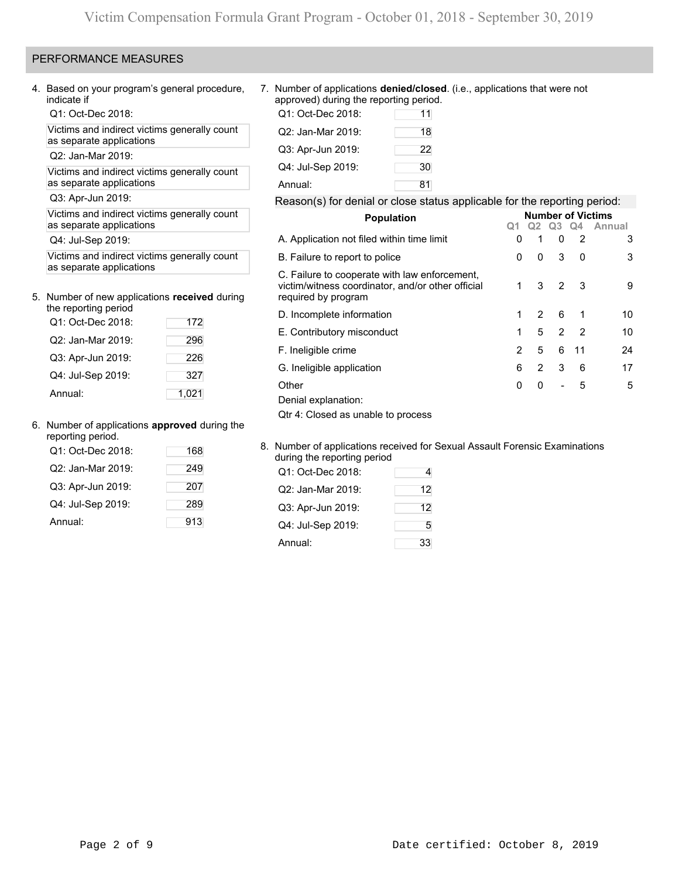## PERFORMANCE MEASURES

4. Based on your program's general procedure, indicate if

Q1: Oct-Dec 2018:

Victims and indirect victims generally count as separate applications

Q2: Jan-Mar 2019:

Victims and indirect victims generally count as separate applications

Q3: Apr-Jun 2019:

Victims and indirect victims generally count as separate applications

Q4: Jul-Sep 2019:

Victims and indirect victims generally count as separate applications

5. Number of new applications **received** during the reporting period

| | |
|---|---|
| Q1: Oct-Dec 2018: | 172 |
| Q2: Jan-Mar 2019: | 296 |
| Q3: Apr-Jun 2019: | 226 |
| Q4: Jul-Sep 2019: | 327 |
| Annual: | 1,021 |

6. Number of applications **approved** during the reporting period.

| | |
|---|---|
| Q1: Oct-Dec 2018: | 168 |
| Q2: Jan-Mar 2019: | 249 |
| Q3: Apr-Jun 2019: | 207 |
| Q4: Jul-Sep 2019: | 289 |
| Annual: | 913 |

7. Number of applications **denied/closed**. (i.e., applications that were not approved) during the reporting period.

| | |
|---|---|
| Q1: Oct-Dec 2018: | 11 |
| Q2: Jan-Mar 2019: | 18 |
| Q3: Apr-Jun 2019: | 22 |
| Q4: Jul-Sep 2019: | 30 |
| Annual: | 81 |

Reason(s) for denial or close status applicable for the reporting period:

| Population | Number of Victims | | | | |
|---|---|---|---|---|---|
| | Q1 | Q2 | Q3 | Q4 | Annual |
| A. Application not filed within time limit | 0 | 1 | 0 | 2 | 3 |
| B. Failure to report to police | 0 | 0 | 3 | 0 | 3 |
| C. Failure to cooperate with law enforcement, victim/witness coordinator, and/or other official required by program | 1 | 3 | 2 | 3 | 9 |
| D. Incomplete information | 1 | 2 | 6 | 1 | 10 |
| E. Contributory misconduct | 1 | 5 | 2 | 2 | 10 |
| F. Ineligible crime | 2 | 5 | 6 | 11 | 24 |
| G. Ineligible application | 6 | 2 | 3 | 6 | 17 |
| Other | 0 | 0 | - | 5 | 5 |

Denial explanation:

Qtr 4: Closed as unable to process

8. Number of applications received for Sexual Assault Forensic Examinations during the reporting period

| | |
|---|---|
| Q1: Oct-Dec 2018: | 4 |
| Q2: Jan-Mar 2019: | 12 |
| Q3: Apr-Jun 2019: | 12 |
| Q4: Jul-Sep 2019: | 5 |
| Annual: | 33 |

Date certified: October 8, 2019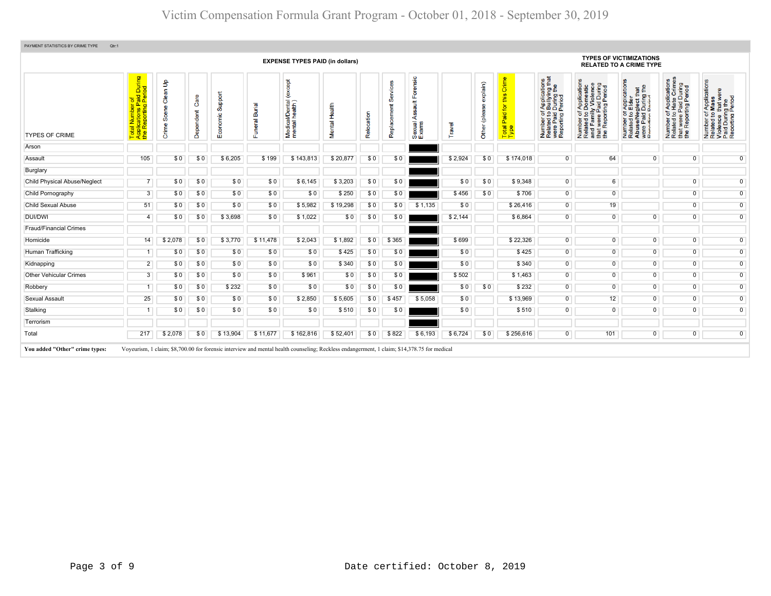PAYMENT STATISTICS BY CRIME TYPE Qtr:1

| TYPES OF CRIME | Total Number of Applications Paid During the Reporting Period | Crime Scene Clean Up | Dependent Care | Economic Support | Funeral Burial | Medical/Dental (except mental health) | Mental Health | Relocation | Replacement Services | Sexual Assault Forensic Exams | Travel | Other (please explain) | Total Paid for this Crime Type | Number of Applications Related to Bullying that were Paid During the Reporting Period | Number of Applications Related to Domestic and Family Violence that were Paid During the Reporting Period | Number of Applications Related to Elder Abuse/Neglect that were Paid During the Reporting Period | Number of Applications Related to Hate Crimes that were Paid During the Reporting Period | Number of Applications Related to Mass Violence that were Paid During the Reporting Period |
|---|---|---|---|---|---|---|---|---|---|---|---|---|---|---|---|---|---|---|
| | **EXPENSE TYPES PAID (in dollars)** | | | | | | | | | | | | | **TYPES OF VICTIMIZATIONS RELATED TO A CRIME TYPE** | | | | |
| Arson | | | | | | | | | | | | | | | | | | |
| Assault | 105 | $ 0 | $ 0 | $ 6,205 | $ 199 | $ 143,813 | $ 20,877 | $ 0 | $ 0 | | $ 2,924 | $ 0 | $ 174,018 | 0 | 64 | 0 | 0 | 0 |
| Burglary | | | | | | | | | | | | | | | | | | |
| Child Physical Abuse/Neglect | 7 | $ 0 | $ 0 | $ 0 | $ 0 | $ 6,145 | $ 3,203 | $ 0 | $ 0 | | $ 0 | $ 0 | $ 9,348 | 0 | 6 | | 0 | 0 |
| Child Pornography | 3 | $ 0 | $ 0 | $ 0 | $ 0 | $ 0 | $ 250 | $ 0 | $ 0 | | $ 456 | $ 0 | $ 706 | 0 | 0 | | 0 | 0 |
| Child Sexual Abuse | 51 | $ 0 | $ 0 | $ 0 | $ 0 | $ 5,982 | $ 19,298 | $ 0 | $ 0 | $ 1,135 | $ 0 | | $ 26,416 | 0 | 19 | | 0 | 0 |
| DUI/DWI | 4 | $ 0 | $ 0 | $ 3,698 | $ 0 | $ 1,022 | $ 0 | $ 0 | $ 0 | | $ 2,144 | | $ 6,864 | 0 | 0 | 0 | 0 | 0 |
| Fraud/Financial Crimes | | | | | | | | | | | | | | | | | | |
| Homicide | 14 | $ 2,078 | $ 0 | $ 3,770 | $ 11,478 | $ 2,043 | $ 1,892 | $ 0 | $ 365 | | $ 699 | | $ 22,326 | 0 | 0 | 0 | 0 | 0 |
| Human Trafficking | 1 | $ 0 | $ 0 | $ 0 | $ 0 | $ 0 | $ 425 | $ 0 | $ 0 | | $ 0 | | $ 425 | 0 | 0 | 0 | 0 | 0 |
| Kidnapping | 2 | $ 0 | $ 0 | $ 0 | $ 0 | $ 0 | $ 340 | $ 0 | $ 0 | | $ 0 | | $ 340 | 0 | 0 | 0 | 0 | 0 |
| Other Vehicular Crimes | 3 | $ 0 | $ 0 | $ 0 | $ 0 | $ 961 | $ 0 | $ 0 | $ 0 | | $ 502 | | $ 1,463 | 0 | 0 | 0 | 0 | 0 |
| Robbery | 1 | $ 0 | $ 0 | $ 232 | $ 0 | $ 0 | $ 0 | $ 0 | $ 0 | | $ 0 | $ 0 | $ 232 | 0 | 0 | 0 | 0 | 0 |
| Sexual Assault | 25 | $ 0 | $ 0 | $ 0 | $ 0 | $ 2,850 | $ 5,605 | $ 0 | $ 457 | $ 5,058 | $ 0 | | $ 13,969 | 0 | 12 | 0 | 0 | 0 |
| Stalking | 1 | $ 0 | $ 0 | $ 0 | $ 0 | $ 0 | $ 510 | $ 0 | $ 0 | | $ 0 | | $ 510 | 0 | 0 | 0 | 0 | 0 |
| Terrorism | | | | | | | | | | | | | | | | | | |
| Total | 217 | $ 2,078 | $ 0 | $ 13,904 | $ 11,677 | $ 162,816 | $ 52,401 | $ 0 | $ 822 | $ 6,193 | $ 6,724 | $ 0 | $ 256,616 | 0 | 101 | 0 | 0 | 0 |

**You added "Other" crime types:** Voyeurism, 1 claim; $8,700.00 for forensic interview and mental health counseling; Reckless endangerment, 1 claim; $14,378.75 for medical

Date certified: October 8, 2019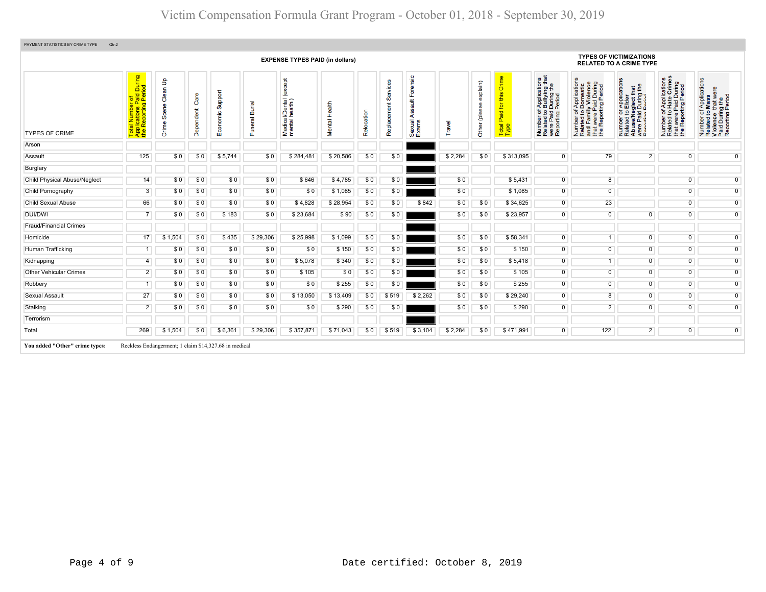# Victim Compensation Formula Grant Program - October 01, 2018 - September 30, 2019

PAYMENT STATISTICS BY CRIME TYPE Qtr:2

| TYPES OF CRIME | Total Number of Applications Paid During the Reporting Period | Crime Scene Clean Up | Dependent Care | Economic Support | Funeral Burial | Medical/Dental (except mental health) | Mental Health | Relocation | Replacement Services | Sexual Assault Forensic Exams | Travel | Other (please explain) | Total Paid for this Crime Type | Number of Applications Related to Bullying that were Paid During the Reporting Period | Number of Applications Related to Domestic and Family Violence that were Paid During the Reporting Period | Number of Applications Related to Elder Abuse/Neglect that were Paid During the Reporting Period | Number of Applications Related to Hate Crimes that were Paid During the Reporting Period | Number of Applications Related to Mass Violence that were Paid During the Reporting Period |
|---|---|---|---|---|---|---|---|---|---|---|---|---|---|---|---|---|---|---|
| | EXPENSE TYPES PAID (in dollars) | | | | | | | | | | | | | TYPES OF VICTIMIZATIONS RELATED TO A CRIME TYPE | | | | |
| Arson | | | | | | | | | | | | | | | | | | |
| Assault | 125 | $ 0 | $ 0 | $ 5,744 | $ 0 | $ 284,481 | $ 20,586 | $ 0 | $ 0 | | $ 2,284 | $ 0 | $ 313,095 | 0 | 79 | 2 | 0 | 0 |
| Burglary | | | | | | | | | | | | | | | | | | |
| Child Physical Abuse/Neglect | 14 | $ 0 | $ 0 | $ 0 | $ 0 | $ 646 | $ 4,785 | $ 0 | $ 0 | | $ 0 | | $ 5,431 | 0 | 8 | | 0 | 0 |
| Child Pornography | 3 | $ 0 | $ 0 | $ 0 | $ 0 | $ 0 | $ 1,085 | $ 0 | $ 0 | | $ 0 | | $ 1,085 | 0 | 0 | | 0 | 0 |
| Child Sexual Abuse | 66 | $ 0 | $ 0 | $ 0 | $ 0 | $ 4,828 | $ 28,954 | $ 0 | $ 0 | $ 842 | $ 0 | $ 0 | $ 34,625 | 0 | 23 | | 0 | 0 |
| DUI/DWI | 7 | $ 0 | $ 0 | $ 183 | $ 0 | $ 23,684 | $ 90 | $ 0 | $ 0 | | $ 0 | $ 0 | $ 23,957 | 0 | 0 | 0 | 0 | 0 |
| Fraud/Financial Crimes | | | | | | | | | | | | | | | | | | |
| Homicide | 17 | $ 1,504 | $ 0 | $ 435 | $ 29,306 | $ 25,998 | $ 1,099 | $ 0 | $ 0 | | $ 0 | $ 0 | $ 58,341 | 0 | 1 | 0 | 0 | 0 |
| Human Trafficking | 1 | $ 0 | $ 0 | $ 0 | $ 0 | $ 0 | $ 150 | $ 0 | $ 0 | | $ 0 | $ 0 | $ 150 | 0 | 0 | 0 | 0 | 0 |
| Kidnapping | 4 | $ 0 | $ 0 | $ 0 | $ 0 | $ 5,078 | $ 340 | $ 0 | $ 0 | | $ 0 | $ 0 | $ 5,418 | 0 | 1 | 0 | 0 | 0 |
| Other Vehicular Crimes | 2 | $ 0 | $ 0 | $ 0 | $ 0 | $ 105 | $ 0 | $ 0 | $ 0 | | $ 0 | $ 0 | $ 105 | 0 | 0 | 0 | 0 | 0 |
| Robbery | 1 | $ 0 | $ 0 | $ 0 | $ 0 | $ 0 | $ 255 | $ 0 | $ 0 | | $ 0 | $ 0 | $ 255 | 0 | 0 | 0 | 0 | 0 |
| Sexual Assault | 27 | $ 0 | $ 0 | $ 0 | $ 0 | $ 13,050 | $ 13,409 | $ 0 | $ 519 | $ 2,262 | $ 0 | $ 0 | $ 29,240 | 0 | 8 | 0 | 0 | 0 |
| Stalking | 2 | $ 0 | $ 0 | $ 0 | $ 0 | $ 0 | $ 290 | $ 0 | $ 0 | | $ 0 | $ 0 | $ 290 | 0 | 2 | 0 | 0 | 0 |
| Terrorism | | | | | | | | | | | | | | | | | | |
| Total | 269 | $ 1,504 | $ 0 | $ 6,361 | $ 29,306 | $ 357,871 | $ 71,043 | $ 0 | $ 519 | $ 3,104 | $ 2,284 | $ 0 | $ 471,991 | 0 | 122 | 2 | 0 | 0 |

**You added "Other" crime types:** Reckless Endangerment; 1 claim $14,327.68 in medical

Date certified: October 8, 2019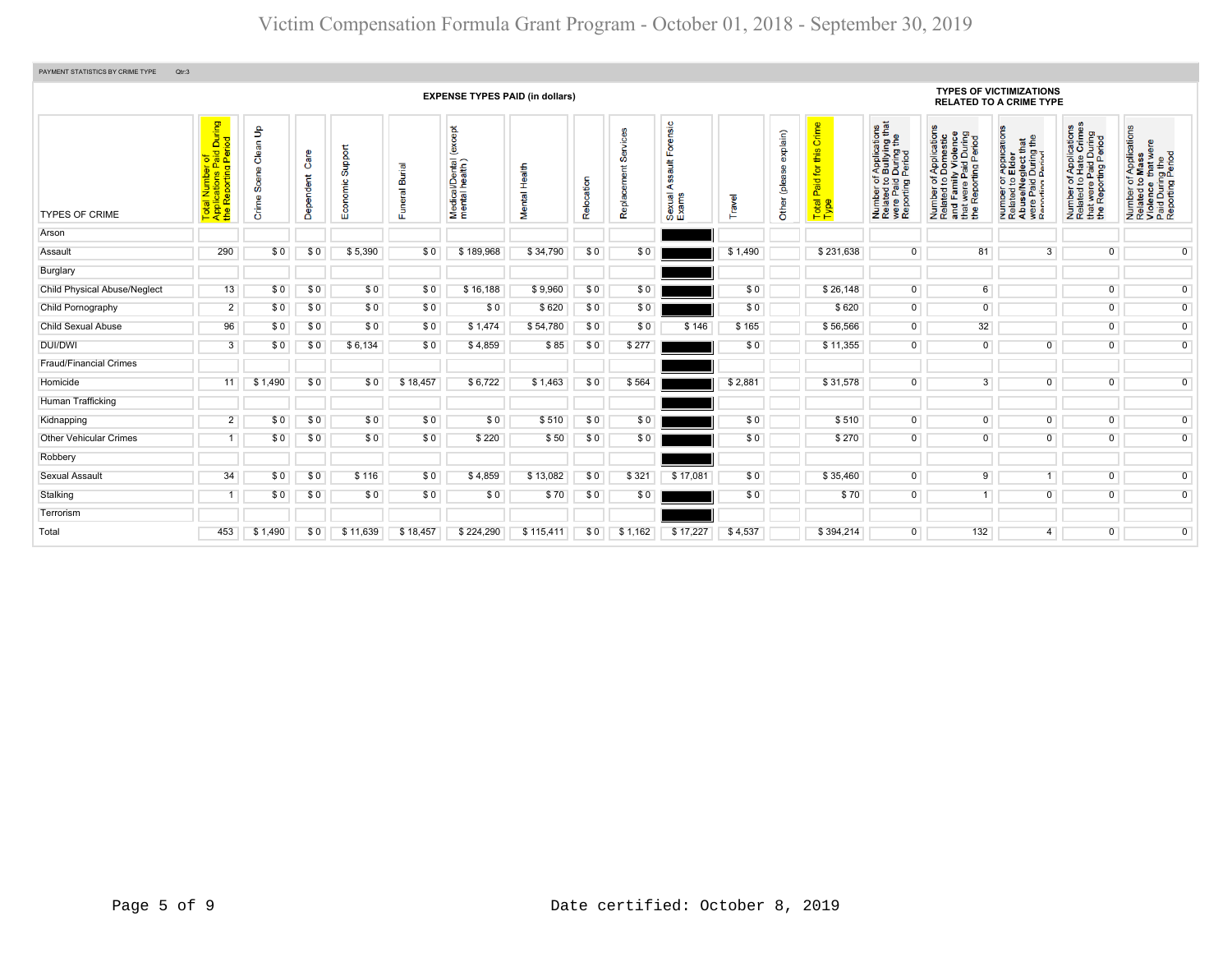PAYMENT STATISTICS BY CRIME TYPE Qtr:3

| TYPES OF CRIME | Total Number of Applications Paid During the Reporting Period | EXPENSE TYPES PAID (in dollars) | | | | | | | | | | | Total Paid for this Crime Type | TYPES OF VICTIMIZATIONS RELATED TO A CRIME TYPE | | | | |
|---|---|---|---|---|---|---|---|---|---|---|---|---|---|---|---|---|---|---|
| | | Crime Scene Clean Up | Dependent Care | Economic Support | Funeral Burial | Medical/Dental (except mental health) | Mental Health | Relocation | Replacement Services | Sexual Assault Forensic Exams | Travel | Other (please explain) | | Number of Applications Related to Bullying that were Paid During the Reporting Period | Number of Applications Related to Domestic and Family Violence that were Paid During the Reporting Period | Number of Applications Related to Elder Abuse/Neglect that were Paid During the Reporting Period | Number of Applications Related to Hate Crimes that were Paid During the Reporting Period | Number of Applications Related to Mass Violence that were Paid During the Reporting Period |
| Arson | | | | | | | | | | | | | | | | | | |
| Assault | 290 | $ 0 | $ 0 | $ 5,390 | $ 0 | $ 189,968 | $ 34,790 | $ 0 | $ 0 | | $ 1,490 | | $ 231,638 | 0 | 81 | 3 | 0 | 0 |
| Burglary | | | | | | | | | | | | | | | | | | |
| Child Physical Abuse/Neglect | 13 | $ 0 | $ 0 | $ 0 | $ 0 | $ 16,188 | $ 9,960 | $ 0 | $ 0 | | $ 0 | | $ 26,148 | 0 | 6 | | 0 | 0 |
| Child Pornography | 2 | $ 0 | $ 0 | $ 0 | $ 0 | $ 0 | $ 620 | $ 0 | $ 0 | | $ 0 | | $ 620 | 0 | 0 | | 0 | 0 |
| Child Sexual Abuse | 96 | $ 0 | $ 0 | $ 0 | $ 0 | $ 1,474 | $ 54,780 | $ 0 | $ 0 | $ 146 | $ 165 | | $ 56,566 | 0 | 32 | | 0 | 0 |
| DUI/DWI | 3 | $ 0 | $ 0 | $ 6,134 | $ 0 | $ 4,859 | $ 85 | $ 0 | $ 277 | | $ 0 | | $ 11,355 | 0 | 0 | 0 | 0 | 0 |
| Fraud/Financial Crimes | | | | | | | | | | | | | | | | | | |
| Homicide | 11 | $ 1,490 | $ 0 | $ 0 | $ 18,457 | $ 6,722 | $ 1,463 | $ 0 | $ 564 | | $ 2,881 | | $ 31,578 | 0 | 3 | 0 | 0 | 0 |
| Human Trafficking | | | | | | | | | | | | | | | | | | |
| Kidnapping | 2 | $ 0 | $ 0 | $ 0 | $ 0 | $ 0 | $ 510 | $ 0 | $ 0 | | $ 0 | | $ 510 | 0 | 0 | 0 | 0 | 0 |
| Other Vehicular Crimes | 1 | $ 0 | $ 0 | $ 0 | $ 0 | $ 220 | $ 50 | $ 0 | $ 0 | | $ 0 | | $ 270 | 0 | 0 | 0 | 0 | 0 |
| Robbery | | | | | | | | | | | | | | | | | | |
| Sexual Assault | 34 | $ 0 | $ 0 | $ 116 | $ 0 | $ 4,859 | $ 13,082 | $ 0 | $ 321 | $ 17,081 | $ 0 | | $ 35,460 | 0 | 9 | 1 | 0 | 0 |
| Stalking | 1 | $ 0 | $ 0 | $ 0 | $ 0 | $ 0 | $ 70 | $ 0 | $ 0 | | $ 0 | | $ 70 | 0 | 1 | 0 | 0 | 0 |
| Terrorism | | | | | | | | | | | | | | | | | | |
| Total | 453 | $ 1,490 | $ 0 | $ 11,639 | $ 18,457 | $ 224,290 | $ 115,411 | $ 0 | $ 1,162 | $ 17,227 | $ 4,537 | | $ 394,214 | 0 | 132 | 4 | 0 | 0 |

Date certified: October 8, 2019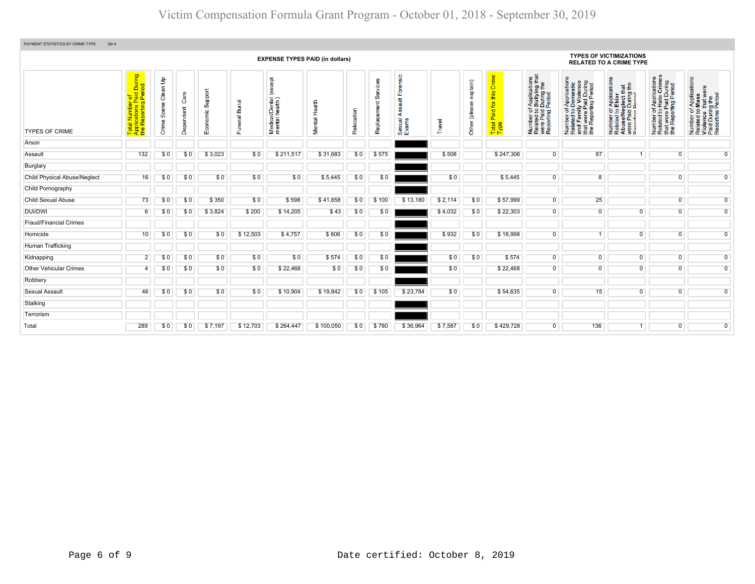# Victim Compensation Formula Grant Program - October 01, 2018 - September 30, 2019

PAYMENT STATISTICS BY CRIME TYPE Qtr:4

| TYPES OF CRIME | Total Number of Applications Paid During the Reporting Period | Crime Scene Clean Up | Dependent Care | Economic Support | Funeral Burial | Medical/Dental (except mental heath ) | Mental Health | Relocation | Replacement Services | Sexual Assault Forensic Exams | Travel | Other (please explain) | Total Paid for this Crime Type | Number of Applications Related to Bullying that were Paid During the Reporting Period | Number of Applications Related to Domestic and Family Violence that were Paid During the Reporting Period | Number of Applications Related to Elder Abuse/Neglect that were Paid During the Reporting Period | Number of Applications Related to Hate Crimes that were Paid During the Reporting Period | Number of Applications Related to Mass Violence that were Paid During the Reporting Period |
|---|---|---|---|---|---|---|---|---|---|---|---|---|---|---|---|---|---|---|
| | EXPENSE TYPES PAID (in dollars) | | | | | | | | | | | | | TYPES OF VICTIMIZATIONS RELATED TO A CRIME TYPE | | | | |
| Arson | | | | | | | | | | | | | | | | | | |
| Assault | 132 | $ 0 | $ 0 | $ 3,023 | $ 0 | $ 211,517 | $ 31,683 | $ 0 | $ 575 | | $ 508 | | $ 247,306 | 0 | 87 | 1 | 0 | 0 |
| Burglary | | | | | | | | | | | | | | | | | | |
| Child Physical Abuse/Neglect | 16 | $ 0 | $ 0 | $ 0 | $ 0 | $ 0 | $ 5,445 | $ 0 | $ 0 | | $ 0 | | $ 5,445 | 0 | 8 | | 0 | 0 |
| Child Pornography | | | | | | | | | | | | | | | | | | |
| Child Sexual Abuse | 73 | $ 0 | $ 0 | $ 350 | $ 0 | $ 598 | $ 41,658 | $ 0 | $ 100 | $ 13,180 | $ 2,114 | $ 0 | $ 57,999 | 0 | 25 | | 0 | 0 |
| DUI/DWI | 6 | $ 0 | $ 0 | $ 3,824 | $ 200 | $ 14,205 | $ 43 | $ 0 | $ 0 | | $ 4,032 | $ 0 | $ 22,303 | 0 | 0 | 0 | 0 | 0 |
| Fraud/Financial Crimes | | | | | | | | | | | | | | | | | | |
| Homicide | 10 | $ 0 | $ 0 | $ 0 | $ 12,503 | $ 4,757 | $ 806 | $ 0 | $ 0 | | $ 932 | $ 0 | $ 18,998 | 0 | 1 | 0 | 0 | 0 |
| Human Trafficking | | | | | | | | | | | | | | | | | | |
| Kidnapping | 2 | $ 0 | $ 0 | $ 0 | $ 0 | $ 0 | $ 574 | $ 0 | $ 0 | | $ 0 | $ 0 | $ 574 | 0 | 0 | 0 | 0 | 0 |
| Other Vehicular Crimes | 4 | $ 0 | $ 0 | $ 0 | $ 0 | $ 22,468 | $ 0 | $ 0 | $ 0 | | $ 0 | | $ 22,468 | 0 | 0 | 0 | 0 | 0 |
| Robbery | | | | | | | | | | | | | | | | | | |
| Sexual Assault | 46 | $ 0 | $ 0 | $ 0 | $ 0 | $ 10,904 | $ 19,842 | $ 0 | $ 105 | $ 23,784 | $ 0 | | $ 54,635 | 0 | 15 | 0 | 0 | 0 |
| Stalking | | | | | | | | | | | | | | | | | | |
| Terrorism | | | | | | | | | | | | | | | | | | |
| Total | 289 | $ 0 | $ 0 | $ 7,197 | $ 12,703 | $ 264,447 | $ 100,050 | $ 0 | $ 780 | $ 36,964 | $ 7,587 | $ 0 | $ 429,728 | 0 | 136 | 1 | 0 | 0 |

Date certified: October 8, 2019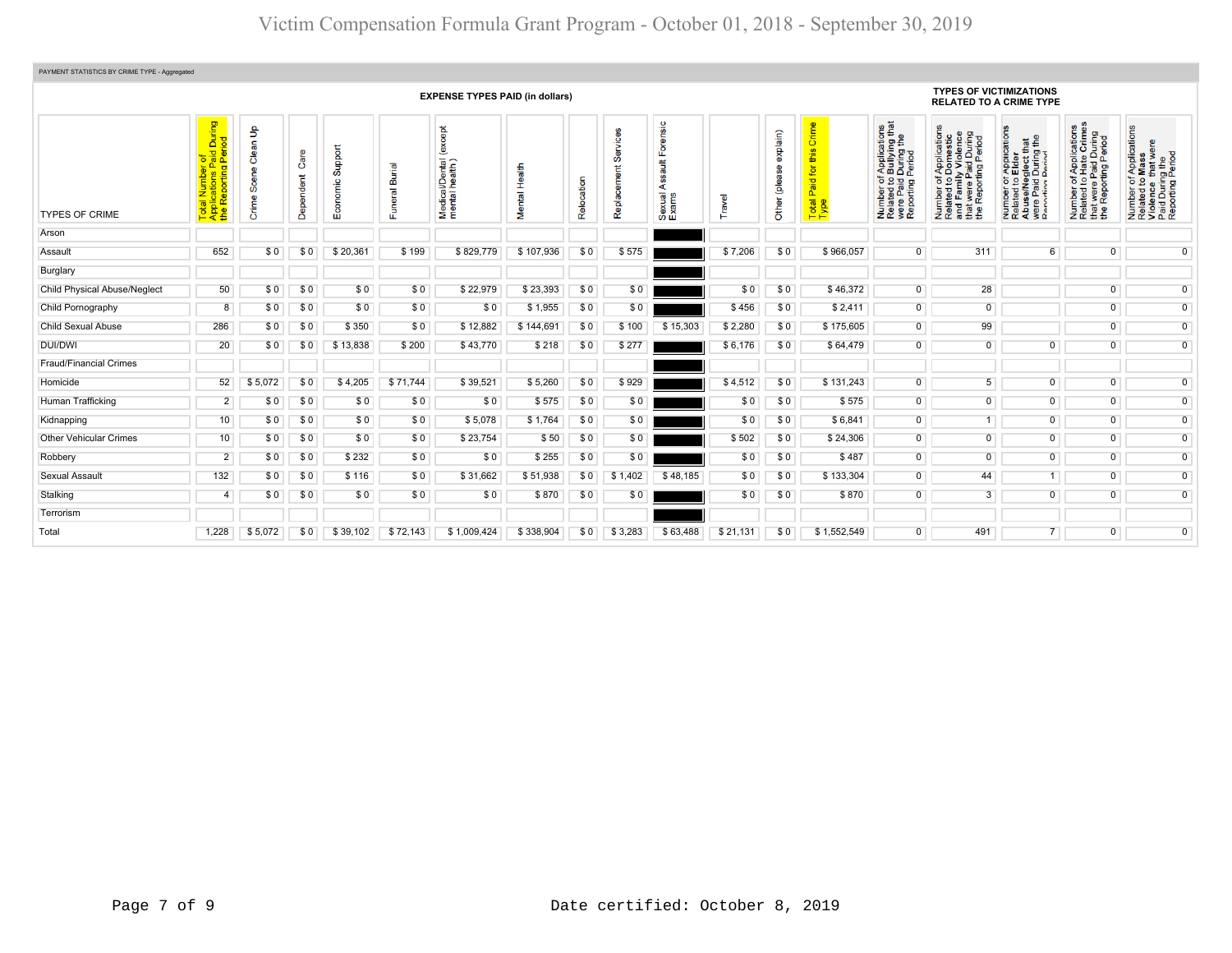# Victim Compensation Formula Grant Program - October 01, 2018 - September 30, 2019

PAYMENT STATISTICS BY CRIME TYPE - Aggregated

| | | EXPENSE TYPES PAID (in dollars) | | | | | | | | | | | | TYPES OF VICTIMIZATIONS RELATED TO A CRIME TYPE | | | | |
|---|---|---|---|---|---|---|---|---|---|---|---|---|---|---|---|---|---|---|
| TYPES OF CRIME | Total Number of Applications Paid During the Reporting Period | Crime Scene Clean Up | Dependent Care | Economic Support | Funeral Burial | Medical/Dental (except mental heath) | Mental Health | Relocation | Replacement Services | Sexual Assault Forensic Exams | Travel | Other (please explain) | Total Paid for this Crime Type | Number of Applications Related to Bullying that were Paid During the Reporting Period | Number of Applications Related to Domestic and Family Violence that were Paid During the Reporting Period | Number of Applications Related to Elder Abuse/Neglect that were Paid During the Reporting Period | Number of Applications Related to Hate Crimes that were Paid During the Reporting Period | Number of Applications Related to Mass Violence that were Paid During the Reporting Period |
| Arson | | | | | | | | | | | | | | | | | | |
| Assault | 652 | $ 0 | $ 0 | $ 20,361 | $ 199 | $ 829,779 | $ 107,936 | $ 0 | $ 575 | | $ 7,206 | $ 0 | $ 966,057 | 0 | 311 | 6 | 0 | 0 |
| Burglary | | | | | | | | | | | | | | | | | | |
| Child Physical Abuse/Neglect | 50 | $ 0 | $ 0 | $ 0 | $ 0 | $ 22,979 | $ 23,393 | $ 0 | $ 0 | | $ 0 | $ 0 | $ 46,372 | 0 | 28 | | 0 | 0 |
| Child Pornography | 8 | $ 0 | $ 0 | $ 0 | $ 0 | $ 0 | $ 1,955 | $ 0 | $ 0 | | $ 456 | $ 0 | $ 2,411 | 0 | 0 | | 0 | 0 |
| Child Sexual Abuse | 286 | $ 0 | $ 0 | $ 350 | $ 0 | $ 12,882 | $ 144,691 | $ 0 | $ 100 | $ 15,303 | $ 2,280 | $ 0 | $ 175,605 | 0 | 99 | | 0 | 0 |
| DUI/DWI | 20 | $ 0 | $ 0 | $ 13,838 | $ 200 | $ 43,770 | $ 218 | $ 0 | $ 277 | | $ 6,176 | $ 0 | $ 64,479 | 0 | 0 | 0 | 0 | 0 |
| Fraud/Financial Crimes | | | | | | | | | | | | | | | | | | |
| Homicide | 52 | $ 5,072 | $ 0 | $ 4,205 | $ 71,744 | $ 39,521 | $ 5,260 | $ 0 | $ 929 | | $ 4,512 | $ 0 | $ 131,243 | 0 | 5 | 0 | 0 | 0 |
| Human Trafficking | 2 | $ 0 | $ 0 | $ 0 | $ 0 | $ 0 | $ 575 | $ 0 | $ 0 | | $ 0 | $ 0 | $ 575 | 0 | 0 | 0 | 0 | 0 |
| Kidnapping | 10 | $ 0 | $ 0 | $ 0 | $ 0 | $ 5,078 | $ 1,764 | $ 0 | $ 0 | | $ 0 | $ 0 | $ 6,841 | 0 | 1 | 0 | 0 | 0 |
| Other Vehicular Crimes | 10 | $ 0 | $ 0 | $ 0 | $ 0 | $ 23,754 | $ 50 | $ 0 | $ 0 | | $ 502 | $ 0 | $ 24,306 | 0 | 0 | 0 | 0 | 0 |
| Robbery | 2 | $ 0 | $ 0 | $ 232 | $ 0 | $ 0 | $ 255 | $ 0 | $ 0 | | $ 0 | $ 0 | $ 487 | 0 | 0 | 0 | 0 | 0 |
| Sexual Assault | 132 | $ 0 | $ 0 | $ 116 | $ 0 | $ 31,662 | $ 51,938 | $ 0 | $ 1,402 | $ 48,185 | $ 0 | $ 0 | $ 133,304 | 0 | 44 | 1 | 0 | 0 |
| Stalking | 4 | $ 0 | $ 0 | $ 0 | $ 0 | $ 0 | $ 870 | $ 0 | $ 0 | | $ 0 | $ 0 | $ 870 | 0 | 3 | 0 | 0 | 0 |
| Terrorism | | | | | | | | | | | | | | | | | | |
| Total | 1,228 | $ 5,072 | $ 0 | $ 39,102 | $ 72,143 | $ 1,009,424 | $ 338,904 | $ 0 | $ 3,283 | $ 63,488 | $ 21,131 | $ 0 | $ 1,552,549 | 0 | 491 | 7 | 0 | 0 |

Date certified: October 8, 2019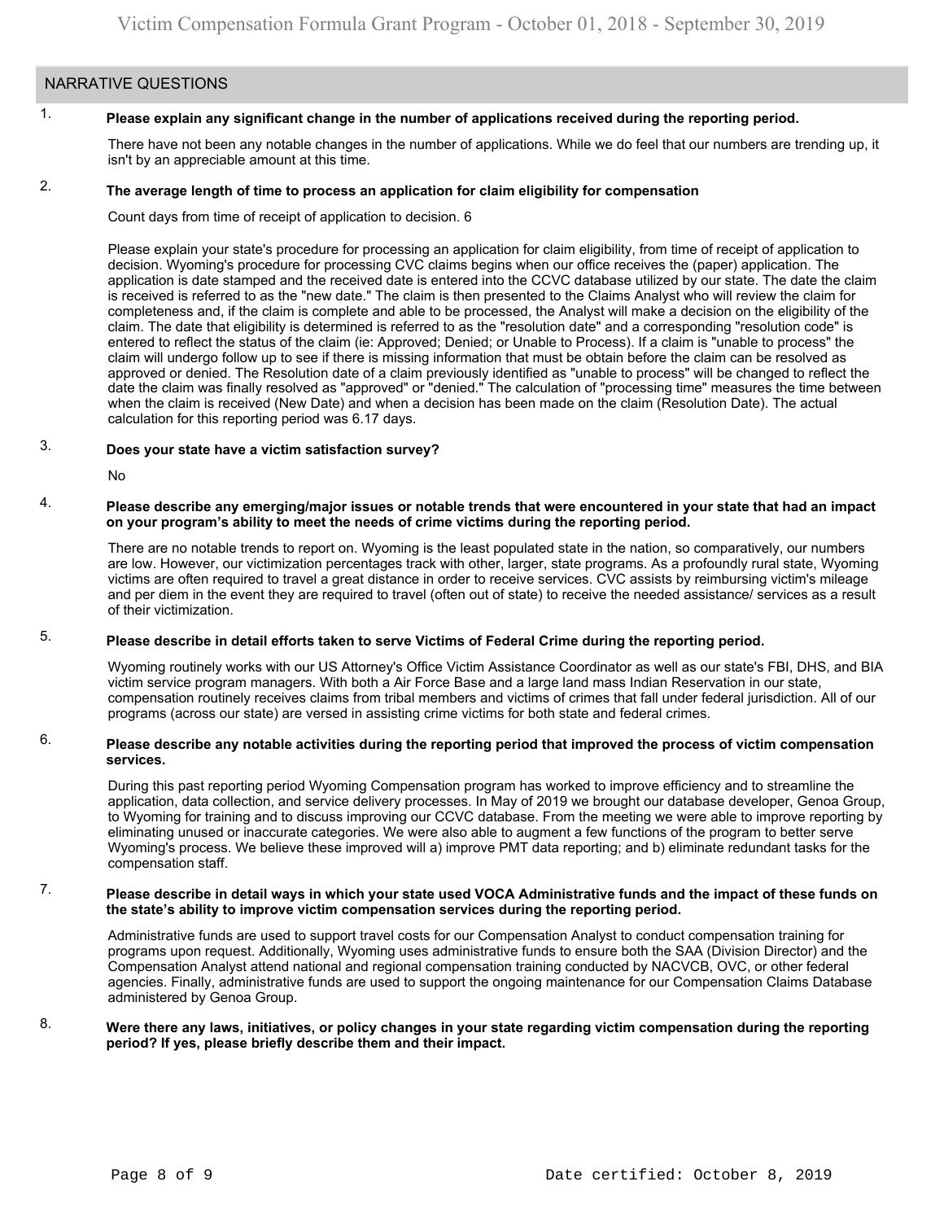## NARRATIVE QUESTIONS

1. **Please explain any significant change in the number of applications received during the reporting period.**

   There have not been any notable changes in the number of applications. While we do feel that our numbers are trending up, it isn't by an appreciable amount at this time.

2. **The average length of time to process an application for claim eligibility for compensation**

   Count days from time of receipt of application to decision. 6

   Please explain your state's procedure for processing an application for claim eligibility, from time of receipt of application to decision. Wyoming's procedure for processing CVC claims begins when our office receives the (paper) application. The application is date stamped and the received date is entered into the CCVC database utilized by our state. The date the claim is received is referred to as the "new date." The claim is then presented to the Claims Analyst who will review the claim for completeness and, if the claim is complete and able to be processed, the Analyst will make a decision on the eligibility of the claim. The date that eligibility is determined is referred to as the "resolution date" and a corresponding "resolution code" is entered to reflect the status of the claim (ie: Approved; Denied; or Unable to Process). If a claim is "unable to process" the claim will undergo follow up to see if there is missing information that must be obtain before the claim can be resolved as approved or denied. The Resolution date of a claim previously identified as "unable to process" will be changed to reflect the date the claim was finally resolved as "approved" or "denied." The calculation of "processing time" measures the time between when the claim is received (New Date) and when a decision has been made on the claim (Resolution Date). The actual calculation for this reporting period was 6.17 days.

3. **Does your state have a victim satisfaction survey?**

   No

4. **Please describe any emerging/major issues or notable trends that were encountered in your state that had an impact on your program's ability to meet the needs of crime victims during the reporting period.**

   There are no notable trends to report on. Wyoming is the least populated state in the nation, so comparatively, our numbers are low. However, our victimization percentages track with other, larger, state programs. As a profoundly rural state, Wyoming victims are often required to travel a great distance in order to receive services. CVC assists by reimbursing victim's mileage and per diem in the event they are required to travel (often out of state) to receive the needed assistance/ services as a result of their victimization.

5. **Please describe in detail efforts taken to serve Victims of Federal Crime during the reporting period.**

   Wyoming routinely works with our US Attorney's Office Victim Assistance Coordinator as well as our state's FBI, DHS, and BIA victim service program managers. With both a Air Force Base and a large land mass Indian Reservation in our state, compensation routinely receives claims from tribal members and victims of crimes that fall under federal jurisdiction. All of our programs (across our state) are versed in assisting crime victims for both state and federal crimes.

6. **Please describe any notable activities during the reporting period that improved the process of victim compensation services.**

   During this past reporting period Wyoming Compensation program has worked to improve efficiency and to streamline the application, data collection, and service delivery processes. In May of 2019 we brought our database developer, Genoa Group, to Wyoming for training and to discuss improving our CCVC database. From the meeting we were able to improve reporting by eliminating unused or inaccurate categories. We were also able to augment a few functions of the program to better serve Wyoming's process. We believe these improved will a) improve PMT data reporting; and b) eliminate redundant tasks for the compensation staff.

7. **Please describe in detail ways in which your state used VOCA Administrative funds and the impact of these funds on the state's ability to improve victim compensation services during the reporting period.**

   Administrative funds are used to support travel costs for our Compensation Analyst to conduct compensation training for programs upon request. Additionally, Wyoming uses administrative funds to ensure both the SAA (Division Director) and the Compensation Analyst attend national and regional compensation training conducted by NACVCB, OVC, or other federal agencies. Finally, administrative funds are used to support the ongoing maintenance for our Compensation Claims Database administered by Genoa Group.

8. **Were there any laws, initiatives, or policy changes in your state regarding victim compensation during the reporting period? If yes, please briefly describe them and their impact.**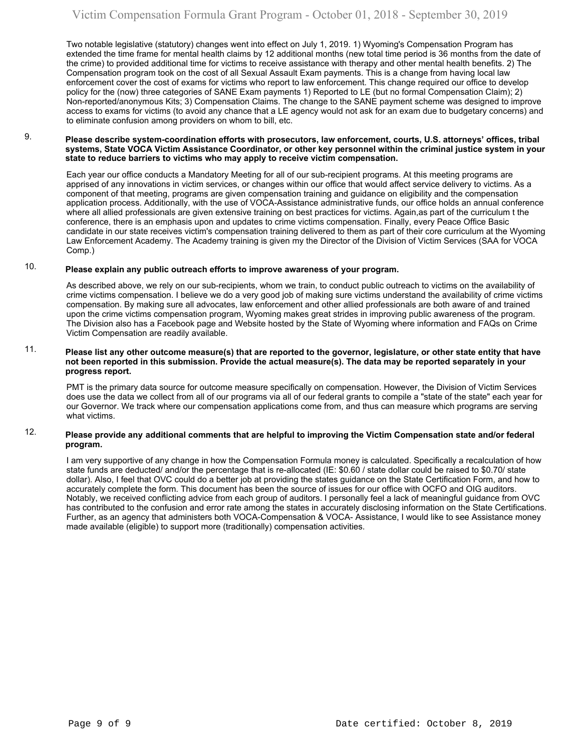Two notable legislative (statutory) changes went into effect on July 1, 2019. 1) Wyoming's Compensation Program has extended the time frame for mental health claims by 12 additional months (new total time period is 36 months from the date of the crime) to provided additional time for victims to receive assistance with therapy and other mental health benefits. 2) The Compensation program took on the cost of all Sexual Assault Exam payments. This is a change from having local law enforcement cover the cost of exams for victims who report to law enforcement. This change required our office to develop policy for the (now) three categories of SANE Exam payments 1) Reported to LE (but no formal Compensation Claim); 2) Non-reported/anonymous Kits; 3) Compensation Claims. The change to the SANE payment scheme was designed to improve access to exams for victims (to avoid any chance that a LE agency would not ask for an exam due to budgetary concerns) and to eliminate confusion among providers on whom to bill, etc.

9. **Please describe system-coordination efforts with prosecutors, law enforcement, courts, U.S. attorneys' offices, tribal systems, State VOCA Victim Assistance Coordinator, or other key personnel within the criminal justice system in your state to reduce barriers to victims who may apply to receive victim compensation.**

Each year our office conducts a Mandatory Meeting for all of our sub-recipient programs. At this meeting programs are apprised of any innovations in victim services, or changes within our office that would affect service delivery to victims. As a component of that meeting, programs are given compensation training and guidance on eligibility and the compensation application process. Additionally, with the use of VOCA-Assistance administrative funds, our office holds an annual conference where all allied professionals are given extensive training on best practices for victims. Again,as part of the curriculum t the conference, there is an emphasis upon and updates to crime victims compensation. Finally, every Peace Office Basic candidate in our state receives victim's compensation training delivered to them as part of their core curriculum at the Wyoming Law Enforcement Academy. The Academy training is given my the Director of the Division of Victim Services (SAA for VOCA Comp.)

10. **Please explain any public outreach efforts to improve awareness of your program.**

As described above, we rely on our sub-recipients, whom we train, to conduct public outreach to victims on the availability of crime victims compensation. I believe we do a very good job of making sure victims understand the availability of crime victims compensation. By making sure all advocates, law enforcement and other allied professionals are both aware of and trained upon the crime victims compensation program, Wyoming makes great strides in improving public awareness of the program. The Division also has a Facebook page and Website hosted by the State of Wyoming where information and FAQs on Crime Victim Compensation are readily available.

11. **Please list any other outcome measure(s) that are reported to the governor, legislature, or other state entity that have not been reported in this submission. Provide the actual measure(s). The data may be reported separately in your progress report.**

PMT is the primary data source for outcome measure specifically on compensation. However, the Division of Victim Services does use the data we collect from all of our programs via all of our federal grants to compile a "state of the state" each year for our Governor. We track where our compensation applications come from, and thus can measure which programs are serving what victims.

12. **Please provide any additional comments that are helpful to improving the Victim Compensation state and/or federal program.**

I am very supportive of any change in how the Compensation Formula money is calculated. Specifically a recalculation of how state funds are deducted/ and/or the percentage that is re-allocated (IE: $0.60 / state dollar could be raised to $0.70/ state dollar). Also, I feel that OVC could do a better job at providing the states guidance on the State Certification Form, and how to accurately complete the form. This document has been the source of issues for our office with OCFO and OIG auditors. Notably, we received conflicting advice from each group of auditors. I personally feel a lack of meaningful guidance from OVC has contributed to the confusion and error rate among the states in accurately disclosing information on the State Certifications. Further, as an agency that administers both VOCA-Compensation & VOCA- Assistance, I would like to see Assistance money made available (eligible) to support more (traditionally) compensation activities.

Date certified: October 8, 2019